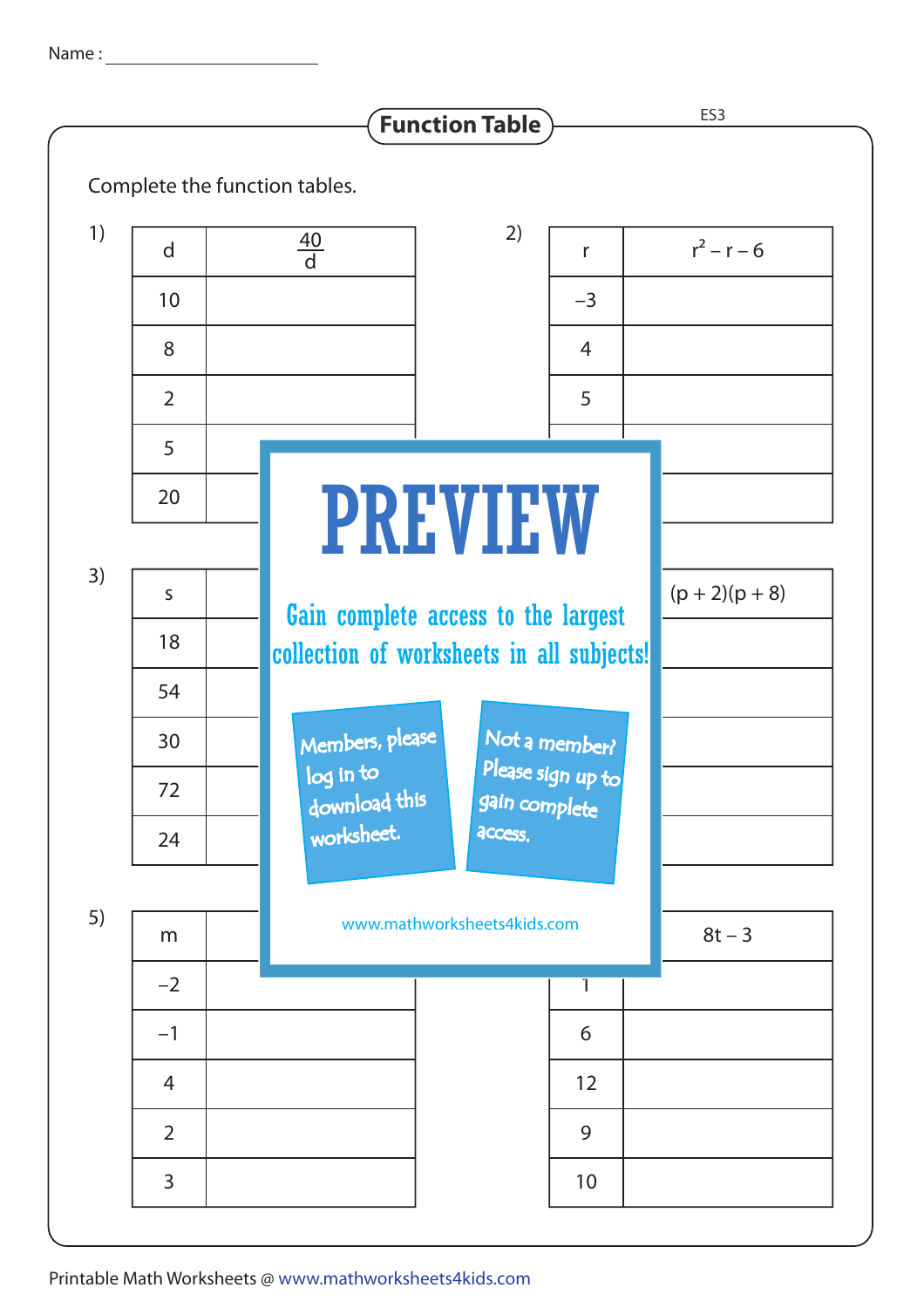Name : ____________________

# Function Table

ES3

Complete the function tables.

1)

| d | $\frac{40}{d}$ |
|---|---|
| 10 | |
| 8 | |
| 2 | |
| 5 | |
| 20 | |

2)

| r | $r^2 - r - 6$ |
|---|---|
| −3 | |
| 4 | |
| 5 | |
| | |
| | |

3)

| s | |
|---|---|
| 18 | |
| 54 | |
| 30 | |
| 72 | |
| 24 | |

4)

| | $(p + 2)(p + 8)$ |
|---|---|
| | |
| | |
| | |
| | |
| | |

5)

| m | |
|---|---|
| −2 | |
| −1 | |
| 4 | |
| 2 | |
| 3 | |

6)

| | $8t - 3$ |
|---|---|
| 1 | |
| 6 | |
| 12 | |
| 9 | |
| 10 | |

PREVIEW

Gain complete access to the largest collection of worksheets in all subjects!

Members, please log in to download this worksheet.

Not a member? Please sign up to gain complete access.

www.mathworksheets4kids.com

Printable Math Worksheets @ www.mathworksheets4kids.com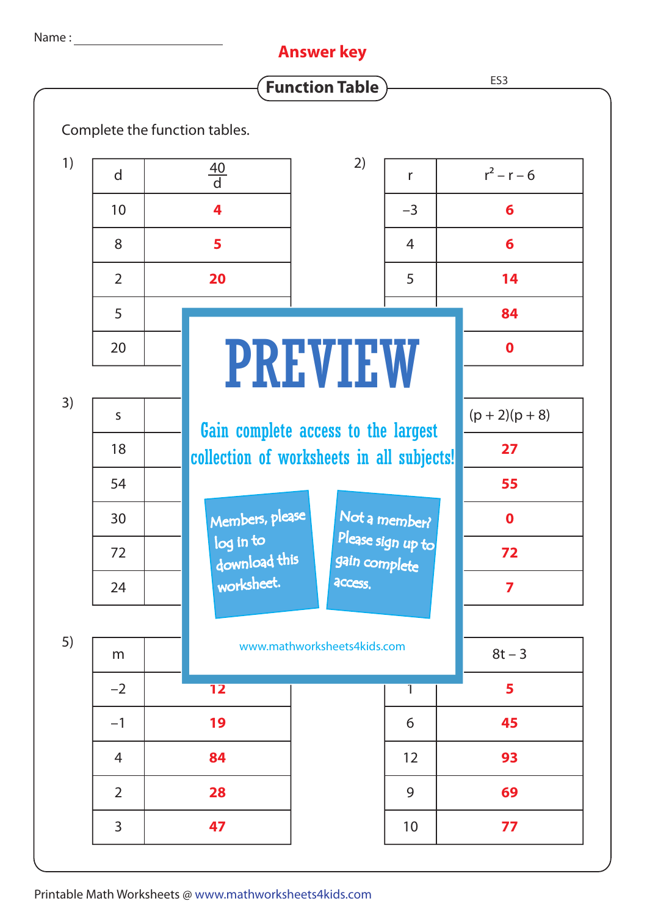Name : ____________________

**Answer key**

## Function Table

ES3

Complete the function tables.

1)

| d | $\frac{40}{d}$ |
|---|---|
| 10 | **4** |
| 8 | **5** |
| 2 | **20** |
| 5 | |
| 20 | |

2)

| r | $r^2 - r - 6$ |
|---|---|
| −3 | **6** |
| 4 | **6** |
| 5 | **14** |
| | **84** |
| | **0** |

3)

| s | |
|---|---|
| 18 | |
| 54 | |
| 30 | |
| 72 | |
| 24 | |

4)

| | $(p + 2)(p + 8)$ |
|---|---|
| | **27** |
| | **55** |
| | **0** |
| | **72** |
| | **7** |

5)

| m | |
|---|---|
| −2 | **12** |
| −1 | **19** |
| 4 | **84** |
| 2 | **28** |
| 3 | **47** |

6)

| | $8t - 3$ |
|---|---|
| 1 | **5** |
| 6 | **45** |
| 12 | **93** |
| 9 | **69** |
| 10 | **77** |

PREVIEW

Gain complete access to the largest collection of worksheets in all subjects!

Members, please log in to download this worksheet.

Not a member? Please sign up to gain complete access.

www.mathworksheets4kids.com

Printable Math Worksheets @ www.mathworksheets4kids.com